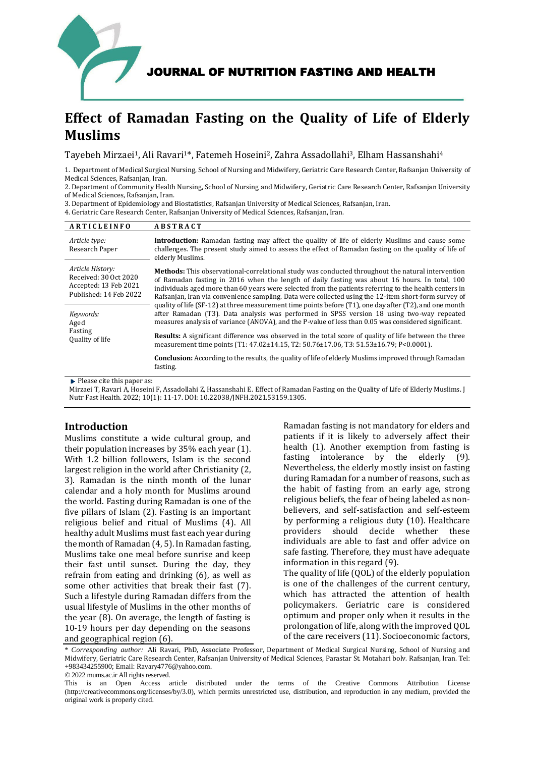JOURNAL OF NUTRITION FASTING AND HEALTH

# Effect of Ramadan Fasting on the Quality of Life of Elderly Muslims

Tayebeh Mirzaei[1], Ali Ravari[1]*, Fatemeh Hoseini[2], Zahra Assadollahi[3], Elham Hassanshahi[4]

1. Department of Medical Surgical Nursing, School of Nursing and Midwifery, Geriatric Care Research Center, Rafsanjan University of Medical Sciences, Rafsanjan, Iran.
2. Department of Community Health Nursing, School of Nursing and Midwifery, Geriatric Care Research Center, Rafsanjan University of Medical Sciences, Rafsanjan, Iran.
3. Department of Epidemiology and Biostatistics, Rafsanjan University of Medical Sciences, Rafsanjan, Iran.
4. Geriatric Care Research Center, Rafsanjan University of Medical Sciences, Rafsanjan, Iran.

| ARTICLEINFO | ABSTRACT |
|---|---|
| *Article type:* Research Paper | **Introduction:** Ramadan fasting may affect the quality of life of elderly Muslims and cause some challenges. The present study aimed to assess the effect of Ramadan fasting on the quality of life of elderly Muslims. |
| *Article History:* Received: 30 Oct 2020 Accepted: 13 Feb 2021 Published: 14 Feb 2022 | **Methods:** This observational-correlational study was conducted throughout the natural intervention of Ramadan fasting in 2016 when the length of daily fasting was about 16 hours. In total, 100 individuals aged more than 60 years were selected from the patients referring to the health centers in Rafsanjan, Iran via convenience sampling. Data were collected using the 12-item short-form survey of quality of life (SF-12) at three measurement time points before (T1), one day after (T2), and one month after Ramadan (T3). Data analysis was performed in SPSS version 18 using two-way repeated measures analysis of variance (ANOVA), and the P-value of less than 0.05 was considered significant. |
| *Keywords:* Aged Fasting Quality of life | **Results:** A significant difference was observed in the total score of quality of life between the three measurement time points (T1: 47.02±14.15, T2: 50.76±17.06, T3: 51.53±16.79; P<0.0001). |
| | **Conclusion:** According to the results, the quality of life of elderly Muslims improved through Ramadan fasting. |

Please cite this paper as:
Mirzaei T, Ravari A, Hoseini F, Assadollahi Z, Hassanshahi E. Effect of Ramadan Fasting on the Quality of Life of Elderly Muslims. J Nutr Fast Health. 2022; 10(1): 11-17. DOI: 10.22038/JNFH.2021.53159.1305.

## Introduction

Muslims constitute a wide cultural group, and their population increases by 35% each year (1). With 1.2 billion followers, Islam is the second largest religion in the world after Christianity (2, 3). Ramadan is the ninth month of the lunar calendar and a holy month for Muslims around the world. Fasting during Ramadan is one of the five pillars of Islam (2). Fasting is an important religious belief and ritual of Muslims (4). All healthy adult Muslims must fast each year during the month of Ramadan (4, 5). In Ramadan fasting, Muslims take one meal before sunrise and keep their fast until sunset. During the day, they refrain from eating and drinking (6), as well as some other activities that break their fast (7). Such a lifestyle during Ramadan differs from the usual lifestyle of Muslims in the other months of the year (8). On average, the length of fasting is 10-19 hours per day depending on the seasons and geographical region (6).

Ramadan fasting is not mandatory for elders and patients if it is likely to adversely affect their health (1). Another exemption from fasting is fasting intolerance by the elderly (9). Nevertheless, the elderly mostly insist on fasting during Ramadan for a number of reasons, such as the habit of fasting from an early age, strong religious beliefs, the fear of being labeled as non-believers, and self-satisfaction and self-esteem by performing a religious duty (10). Healthcare providers should decide whether these individuals are able to fast and offer advice on safe fasting. Therefore, they must have adequate information in this regard (9).

The quality of life (QOL) of the elderly population is one of the challenges of the current century, which has attracted the attention of health policymakers. Geriatric care is considered optimum and proper only when it results in the prolongation of life, along with the improved QOL of the care receivers (11). Socioeconomic factors,

\* *Corresponding author:* Ali Ravari, PhD, Associate Professor, Department of Medical Surgical Nursing, School of Nursing and Midwifery, Geriatric Care Research Center, Rafsanjan University of Medical Sciences, Parastar St. Motahari bolv. Rafsanjan, Iran. Tel: +983434255900; Email: Ravary4776@yahoo.com.

© 2022 mums.ac.ir All rights reserved.

This is an Open Access article distributed under the terms of the Creative Commons Attribution License (http://creativecommons.org/licenses/by/3.0), which permits unrestricted use, distribution, and reproduction in any medium, provided the original work is properly cited.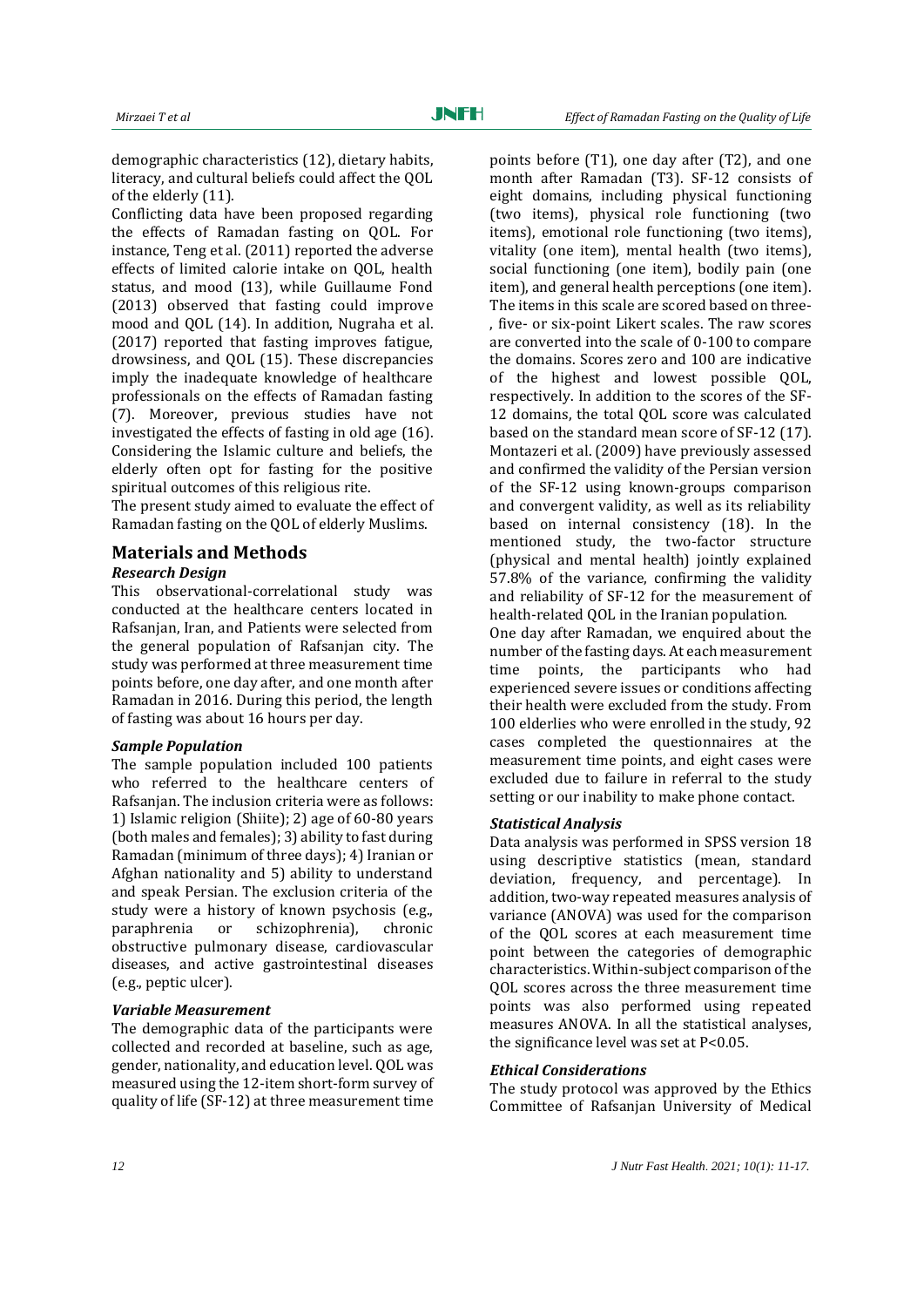demographic characteristics (12), dietary habits, literacy, and cultural beliefs could affect the QOL of the elderly (11).

Conflicting data have been proposed regarding the effects of Ramadan fasting on QOL. For instance, Teng et al. (2011) reported the adverse effects of limited calorie intake on QOL, health status, and mood (13), while Guillaume Fond (2013) observed that fasting could improve mood and QOL (14). In addition, Nugraha et al. (2017) reported that fasting improves fatigue, drowsiness, and QOL (15). These discrepancies imply the inadequate knowledge of healthcare professionals on the effects of Ramadan fasting (7). Moreover, previous studies have not investigated the effects of fasting in old age (16). Considering the Islamic culture and beliefs, the elderly often opt for fasting for the positive spiritual outcomes of this religious rite.

The present study aimed to evaluate the effect of Ramadan fasting on the QOL of elderly Muslims.

## Materials and Methods

### *Research Design*

This observational-correlational study was conducted at the healthcare centers located in Rafsanjan, Iran, and Patients were selected from the general population of Rafsanjan city. The study was performed at three measurement time points before, one day after, and one month after Ramadan in 2016. During this period, the length of fasting was about 16 hours per day.

### *Sample Population*

The sample population included 100 patients who referred to the healthcare centers of Rafsanjan. The inclusion criteria were as follows: 1) Islamic religion (Shiite); 2) age of 60-80 years (both males and females); 3) ability to fast during Ramadan (minimum of three days); 4) Iranian or Afghan nationality and 5) ability to understand and speak Persian. The exclusion criteria of the study were a history of known psychosis (e.g., paraphrenia or schizophrenia), chronic obstructive pulmonary disease, cardiovascular diseases, and active gastrointestinal diseases (e.g., peptic ulcer).

### *Variable Measurement*

The demographic data of the participants were collected and recorded at baseline, such as age, gender, nationality, and education level. QOL was measured using the 12-item short-form survey of quality of life (SF-12) at three measurement time points before (T1), one day after (T2), and one month after Ramadan (T3). SF-12 consists of eight domains, including physical functioning (two items), physical role functioning (two items), emotional role functioning (two items), vitality (one item), mental health (two items), social functioning (one item), bodily pain (one item), and general health perceptions (one item). The items in this scale are scored based on three-, five- or six-point Likert scales. The raw scores are converted into the scale of 0-100 to compare the domains. Scores zero and 100 are indicative of the highest and lowest possible QOL, respectively. In addition to the scores of the SF-12 domains, the total QOL score was calculated based on the standard mean score of SF-12 (17). Montazeri et al. (2009) have previously assessed and confirmed the validity of the Persian version of the SF-12 using known-groups comparison and convergent validity, as well as its reliability based on internal consistency (18). In the mentioned study, the two-factor structure (physical and mental health) jointly explained 57.8% of the variance, confirming the validity and reliability of SF-12 for the measurement of health-related QOL in the Iranian population.

One day after Ramadan, we enquired about the number of the fasting days. At each measurement time points, the participants who had experienced severe issues or conditions affecting their health were excluded from the study. From 100 elderlies who were enrolled in the study, 92 cases completed the questionnaires at the measurement time points, and eight cases were excluded due to failure in referral to the study setting or our inability to make phone contact.

### *Statistical Analysis*

Data analysis was performed in SPSS version 18 using descriptive statistics (mean, standard deviation, frequency, and percentage). In addition, two-way repeated measures analysis of variance (ANOVA) was used for the comparison of the QOL scores at each measurement time point between the categories of demographic characteristics. Within-subject comparison of the QOL scores across the three measurement time points was also performed using repeated measures ANOVA. In all the statistical analyses, the significance level was set at $P<0.05$.

### *Ethical Considerations*

The study protocol was approved by the Ethics Committee of Rafsanjan University of Medical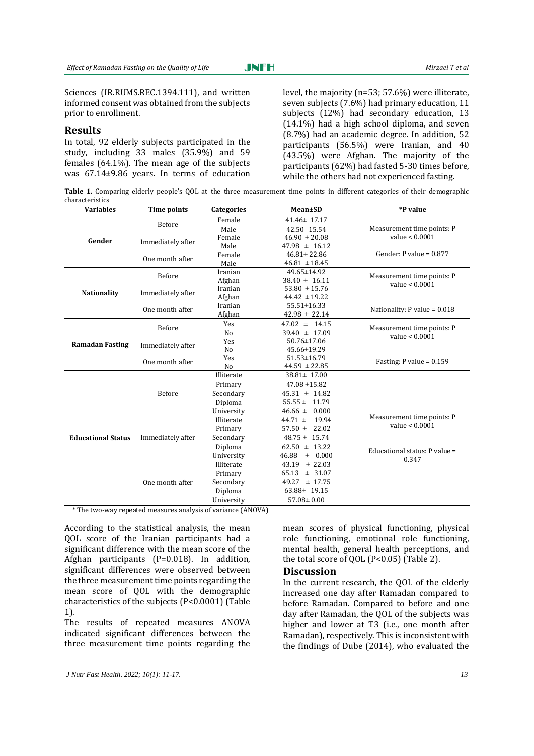Sciences (IR.RUMS.REC.1394.111), and written informed consent was obtained from the subjects prior to enrollment.

## Results

In total, 92 elderly subjects participated in the study, including 33 males (35.9%) and 59 females (64.1%). The mean age of the subjects was 67.14±9.86 years. In terms of education level, the majority (n=53; 57.6%) were illiterate, seven subjects (7.6%) had primary education, 11 subjects (12%) had secondary education, 13 (14.1%) had a high school diploma, and seven (8.7%) had an academic degree. In addition, 52 participants (56.5%) were Iranian, and 40 (43.5%) were Afghan. The majority of the participants (62%) had fasted 5-30 times before, while the others had not experienced fasting.

**Table 1.** Comparing elderly people's QOL at the three measurement time points in different categories of their demographic characteristics

| Variables | Time points | Categories | Mean±SD | *P value |
|---|---|---|---|---|
| **Gender** | Before | Female | 41.46± 17.17 | Measurement time points: P value < 0.0001 |
| | | Male | 42.50 15.54 | |
| | Immediately after | Female | 46.90 ± 20.08 | |
| | | Male | 47.98 ± 16.12 | |
| | One month after | Female | 46.81± 22.86 | Gender: P value = 0.877 |
| | | Male | 46.81 ± 18.45 | |
| **Nationality** | Before | Iranian | 49.65±14.92 | Measurement time points: P value < 0.0001 |
| | | Afghan | 38.40 ± 16.11 | |
| | Immediately after | Iranian | 53.80 ± 15.76 | |
| | | Afghan | 44.42 ± 19.22 | |
| | One month after | Iranian | 55.51±16.33 | Nationality: P value = 0.018 |
| | | Afghan | 42.98 ± 22.14 | |
| **Ramadan Fasting** | Before | Yes | 47.02 ± 14.15 | Measurement time points: P value < 0.0001 |
| | | No | 39.40 ± 17.09 | |
| | Immediately after | Yes | 50.76±17.06 | |
| | | No | 45.66±19.29 | |
| | One month after | Yes | 51.53±16.79 | Fasting: P value = 0.159 |
| | | No | 44.59 ± 22.85 | |
| **Educational Status** | Before | Illiterate | 38.81± 17.00 | Measurement time points: P value < 0.0001 |
| | | Primary | 47.08 ±15.82 | |
| | | Secondary | 45.31 ± 14.82 | |
| | | Diploma | 55.55 ± 11.79 | |
| | | University | 46.66 ± 0.000 | |
| | Immediately after | Illiterate | 44.71 ± 19.94 | |
| | | Primary | 57.50 ± 22.02 | |
| | | Secondary | 48.75 ± 15.74 | |
| | | Diploma | 62.50 ± 13.22 | Educational status: P value = 0.347 |
| | | University | 46.88 ± 0.000 | |
| | One month after | Illiterate | 43.19 ± 22.03 | |
| | | Primary | 65.13 ± 31.07 | |
| | | Secondary | 49.27 ± 17.75 | |
| | | Diploma | 63.88± 19.15 | |
| | | University | 57.08± 0.00 | |

\* The two-way repeated measures analysis of variance (ANOVA)

According to the statistical analysis, the mean QOL score of the Iranian participants had a significant difference with the mean score of the Afghan participants (P=0.018). In addition, significant differences were observed between the three measurement time points regarding the mean score of QOL with the demographic characteristics of the subjects (P<0.0001) (Table 1).

The results of repeated measures ANOVA indicated significant differences between the three measurement time points regarding the mean scores of physical functioning, physical role functioning, emotional role functioning, mental health, general health perceptions, and the total score of QOL (P<0.05) (Table 2).

## Discussion

In the current research, the QOL of the elderly increased one day after Ramadan compared to before Ramadan. Compared to before and one day after Ramadan, the QOL of the subjects was higher and lower at T3 (i.e., one month after Ramadan), respectively. This is inconsistent with the findings of Dube (2014), who evaluated the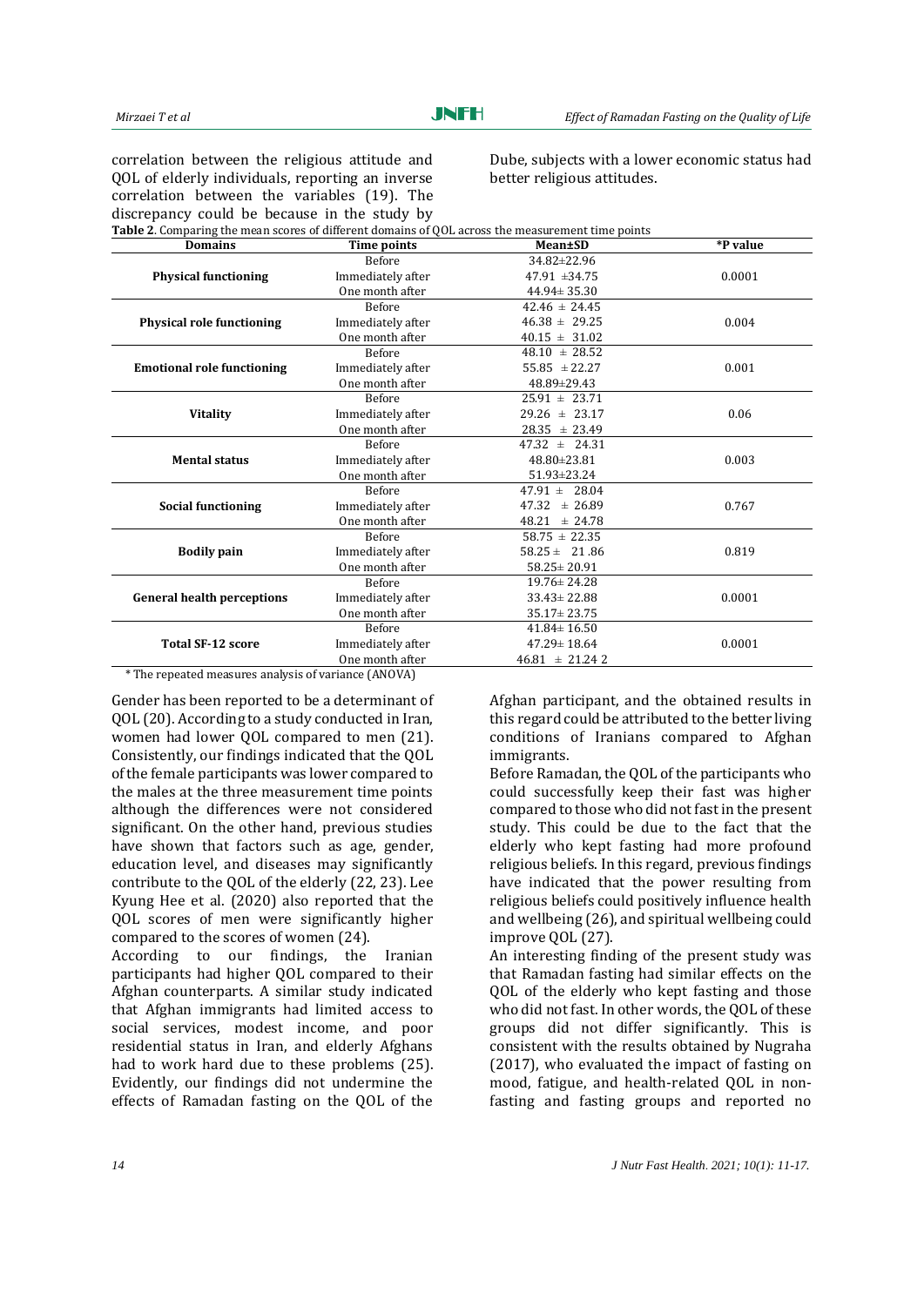correlation between the religious attitude and QOL of elderly individuals, reporting an inverse correlation between the variables (19). The discrepancy could be because in the study by Dube, subjects with a lower economic status had better religious attitudes.

**Table 2**. Comparing the mean scores of different domains of QOL across the measurement time points

| Domains | Time points | Mean±SD | *P value |
|---|---|---|---|
| **Physical functioning** | Before | 34.82±22.96 | 0.0001 |
| | Immediately after | 47.91 ±34.75 | |
| | One month after | 44.94± 35.30 | |
| **Physical role functioning** | Before | 42.46 ± 24.45 | 0.004 |
| | Immediately after | 46.38 ± 29.25 | |
| | One month after | 40.15 ± 31.02 | |
| **Emotional role functioning** | Before | 48.10 ± 28.52 | 0.001 |
| | Immediately after | 55.85 ±22.27 | |
| | One month after | 48.89±29.43 | |
| **Vitality** | Before | 25.91 ± 23.71 | 0.06 |
| | Immediately after | 29.26 ± 23.17 | |
| | One month after | 28.35 ± 23.49 | |
| **Mental status** | Before | 47.32 ± 24.31 | 0.003 |
| | Immediately after | 48.80±23.81 | |
| | One month after | 51.93±23.24 | |
| **Social functioning** | Before | 47.91 ± 28.04 | 0.767 |
| | Immediately after | 47.32 ± 26.89 | |
| | One month after | 48.21 ± 24.78 | |
| **Bodily pain** | Before | 58.75 ± 22.35 | 0.819 |
| | Immediately after | 58.25 ± 21.86 | |
| | One month after | 58.25± 20.91 | |
| **General health perceptions** | Before | 19.76± 24.28 | 0.0001 |
| | Immediately after | 33.43± 22.88 | |
| | One month after | 35.17± 23.75 | |
| **Total SF-12 score** | Before | 41.84± 16.50 | 0.0001 |
| | Immediately after | 47.29± 18.64 | |
| | One month after | 46.81 ± 21.24 2 | |

\* The repeated measures analysis of variance (ANOVA)

Gender has been reported to be a determinant of QOL (20). According to a study conducted in Iran, women had lower QOL compared to men (21). Consistently, our findings indicated that the QOL of the female participants was lower compared to the males at the three measurement time points although the differences were not considered significant. On the other hand, previous studies have shown that factors such as age, gender, education level, and diseases may significantly contribute to the QOL of the elderly (22, 23). Lee Kyung Hee et al. (2020) also reported that the QOL scores of men were significantly higher compared to the scores of women (24).

According to our findings, the Iranian participants had higher QOL compared to their Afghan counterparts. A similar study indicated that Afghan immigrants had limited access to social services, modest income, and poor residential status in Iran, and elderly Afghans had to work hard due to these problems (25). Evidently, our findings did not undermine the effects of Ramadan fasting on the QOL of the Afghan participant, and the obtained results in this regard could be attributed to the better living conditions of Iranians compared to Afghan immigrants.

Before Ramadan, the QOL of the participants who could successfully keep their fast was higher compared to those who did not fast in the present study. This could be due to the fact that the elderly who kept fasting had more profound religious beliefs. In this regard, previous findings have indicated that the power resulting from religious beliefs could positively influence health and wellbeing (26), and spiritual wellbeing could improve QOL (27).

An interesting finding of the present study was that Ramadan fasting had similar effects on the QOL of the elderly who kept fasting and those who did not fast. In other words, the QOL of these groups did not differ significantly. This is consistent with the results obtained by Nugraha (2017), who evaluated the impact of fasting on mood, fatigue, and health-related QOL in non-fasting and fasting groups and reported no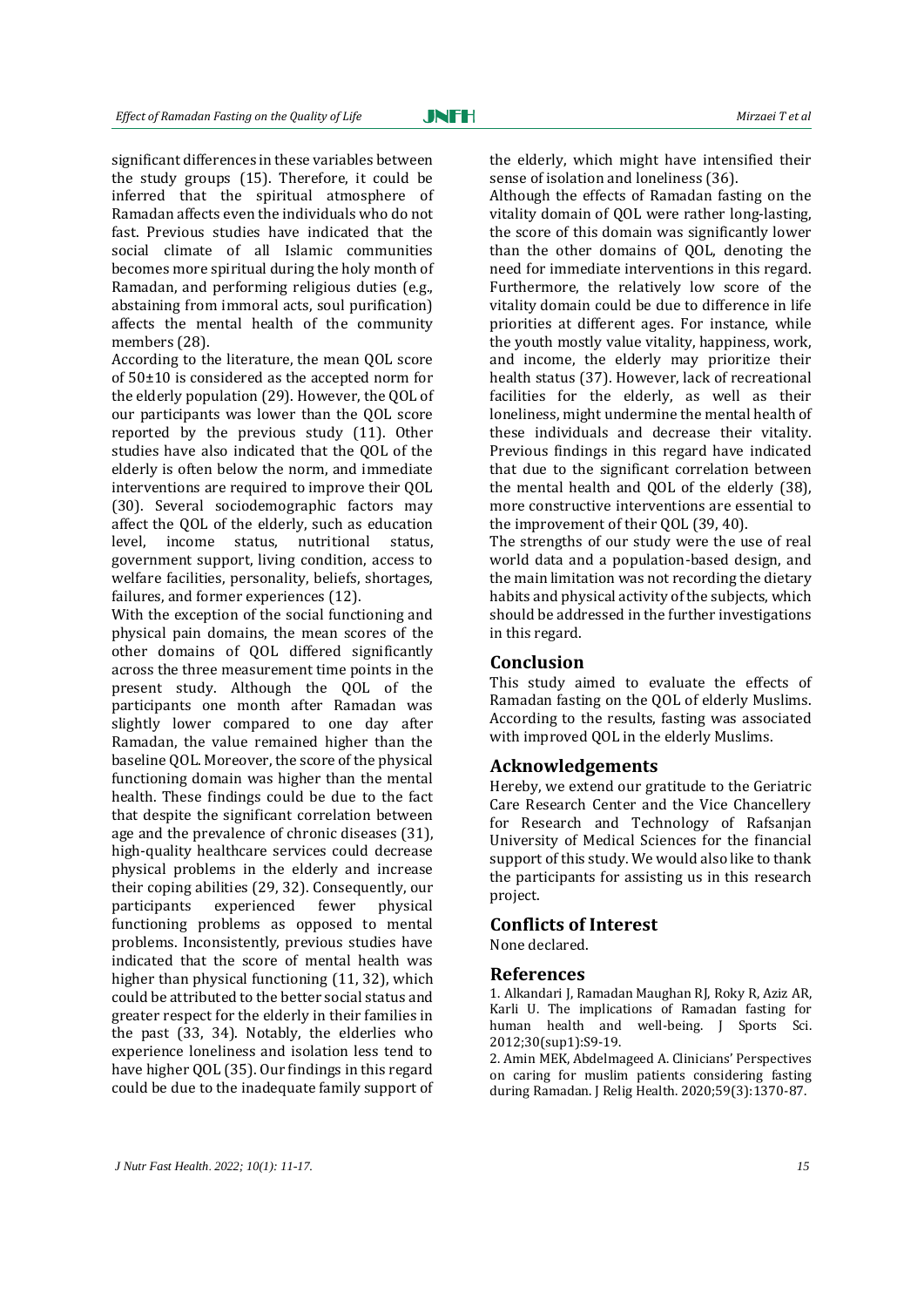significant differences in these variables between the study groups (15). Therefore, it could be inferred that the spiritual atmosphere of Ramadan affects even the individuals who do not fast. Previous studies have indicated that the social climate of all Islamic communities becomes more spiritual during the holy month of Ramadan, and performing religious duties (e.g., abstaining from immoral acts, soul purification) affects the mental health of the community members (28).

According to the literature, the mean QOL score of 50±10 is considered as the accepted norm for the elderly population (29). However, the QOL of our participants was lower than the QOL score reported by the previous study (11). Other studies have also indicated that the QOL of the elderly is often below the norm, and immediate interventions are required to improve their QOL (30). Several sociodemographic factors may affect the QOL of the elderly, such as education level, income status, nutritional status, government support, living condition, access to welfare facilities, personality, beliefs, shortages, failures, and former experiences (12).

With the exception of the social functioning and physical pain domains, the mean scores of the other domains of QOL differed significantly across the three measurement time points in the present study. Although the QOL of the participants one month after Ramadan was slightly lower compared to one day after Ramadan, the value remained higher than the baseline QOL. Moreover, the score of the physical functioning domain was higher than the mental health. These findings could be due to the fact that despite the significant correlation between age and the prevalence of chronic diseases (31), high-quality healthcare services could decrease physical problems in the elderly and increase their coping abilities (29, 32). Consequently, our participants experienced fewer physical functioning problems as opposed to mental problems. Inconsistently, previous studies have indicated that the score of mental health was higher than physical functioning (11, 32), which could be attributed to the better social status and greater respect for the elderly in their families in the past (33, 34). Notably, the elderlies who experience loneliness and isolation less tend to have higher QOL (35). Our findings in this regard could be due to the inadequate family support of the elderly, which might have intensified their sense of isolation and loneliness (36).

Although the effects of Ramadan fasting on the vitality domain of QOL were rather long-lasting, the score of this domain was significantly lower than the other domains of QOL, denoting the need for immediate interventions in this regard. Furthermore, the relatively low score of the vitality domain could be due to difference in life priorities at different ages. For instance, while the youth mostly value vitality, happiness, work, and income, the elderly may prioritize their health status (37). However, lack of recreational facilities for the elderly, as well as their loneliness, might undermine the mental health of these individuals and decrease their vitality. Previous findings in this regard have indicated that due to the significant correlation between the mental health and QOL of the elderly (38), more constructive interventions are essential to the improvement of their QOL (39, 40).

The strengths of our study were the use of real world data and a population-based design, and the main limitation was not recording the dietary habits and physical activity of the subjects, which should be addressed in the further investigations in this regard.

## Conclusion

This study aimed to evaluate the effects of Ramadan fasting on the QOL of elderly Muslims. According to the results, fasting was associated with improved QOL in the elderly Muslims.

## Acknowledgements

Hereby, we extend our gratitude to the Geriatric Care Research Center and the Vice Chancellery for Research and Technology of Rafsanjan University of Medical Sciences for the financial support of this study. We would also like to thank the participants for assisting us in this research project.

## Conflicts of Interest

None declared.

## References

1. Alkandari J, Ramadan Maughan RJ, Roky R, Aziz AR, Karli U. The implications of Ramadan fasting for human health and well-being. J Sports Sci. 2012;30(sup1):S9-19.
2. Amin MEK, Abdelmageed A. Clinicians' Perspectives on caring for muslim patients considering fasting during Ramadan. J Relig Health. 2020;59(3):1370-87.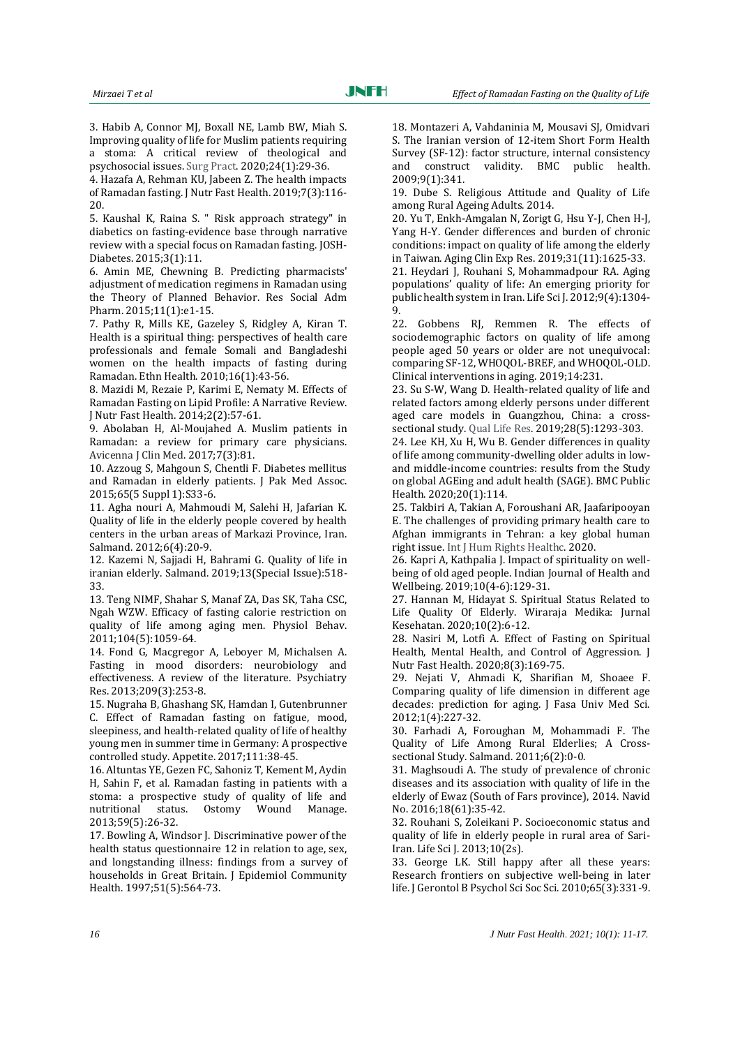3. Habib A, Connor MJ, Boxall NE, Lamb BW, Miah S. Improving quality of life for Muslim patients requiring a stoma: A critical review of theological and psychosocial issues. Surg Pract. 2020;24(1):29-36.

4. Hazafa A, Rehman KU, Jabeen Z. The health impacts of Ramadan fasting. J Nutr Fast Health. 2019;7(3):116-20.

5. Kaushal K, Raina S. " Risk approach strategy" in diabetics on fasting-evidence base through narrative review with a special focus on Ramadan fasting. JOSH-Diabetes. 2015;3(1):11.

6. Amin ME, Chewning B. Predicting pharmacists' adjustment of medication regimens in Ramadan using the Theory of Planned Behavior. Res Social Adm Pharm. 2015;11(1):e1-15.

7. Pathy R, Mills KE, Gazeley S, Ridgley A, Kiran T. Health is a spiritual thing: perspectives of health care professionals and female Somali and Bangladeshi women on the health impacts of fasting during Ramadan. Ethn Health. 2010;16(1):43-56.

8. Mazidi M, Rezaie P, Karimi E, Nematy M. Effects of Ramadan Fasting on Lipid Profile: A Narrative Review. J Nutr Fast Health. 2014;2(2):57-61.

9. Abolaban H, Al-Moujahed A. Muslim patients in Ramadan: a review for primary care physicians. Avicenna J Clin Med. 2017;7(3):81.

10. Azzoug S, Mahgoun S, Chentli F. Diabetes mellitus and Ramadan in elderly patients. J Pak Med Assoc. 2015;65(5 Suppl 1):S33-6.

11. Agha nouri A, Mahmoudi M, Salehi H, Jafarian K. Quality of life in the elderly people covered by health centers in the urban areas of Markazi Province, Iran. Salmand. 2012;6(4):20-9.

12. Kazemi N, Sajjadi H, Bahrami G. Quality of life in iranian elderly. Salmand. 2019;13(Special Issue):518-33.

13. Teng NIMF, Shahar S, Manaf ZA, Das SK, Taha CSC, Ngah WZW. Efficacy of fasting calorie restriction on quality of life among aging men. Physiol Behav. 2011;104(5):1059-64.

14. Fond G, Macgregor A, Leboyer M, Michalsen A. Fasting in mood disorders: neurobiology and effectiveness. A review of the literature. Psychiatry Res. 2013;209(3):253-8.

15. Nugraha B, Ghashang SK, Hamdan I, Gutenbrunner C. Effect of Ramadan fasting on fatigue, mood, sleepiness, and health-related quality of life of healthy young men in summer time in Germany: A prospective controlled study. Appetite. 2017;111:38-45.

16. Altuntas YE, Gezen FC, Sahoniz T, Kement M, Aydin H, Sahin F, et al. Ramadan fasting in patients with a stoma: a prospective study of quality of life and nutritional status. Ostomy Wound Manage. 2013;59(5):26-32.

17. Bowling A, Windsor J. Discriminative power of the health status questionnaire 12 in relation to age, sex, and longstanding illness: findings from a survey of households in Great Britain. J Epidemiol Community Health. 1997;51(5):564-73.

18. Montazeri A, Vahdaninia M, Mousavi SJ, Omidvari S. The Iranian version of 12-item Short Form Health Survey (SF-12): factor structure, internal consistency and construct validity. BMC public health. 2009;9(1):341.

19. Dube S. Religious Attitude and Quality of Life among Rural Ageing Adults. 2014.

20. Yu T, Enkh-Amgalan N, Zorigt G, Hsu Y-J, Chen H-J, Yang H-Y. Gender differences and burden of chronic conditions: impact on quality of life among the elderly in Taiwan. Aging Clin Exp Res. 2019;31(11):1625-33.

21. Heydari J, Rouhani S, Mohammadpour RA. Aging populations' quality of life: An emerging priority for public health system in Iran. Life Sci J. 2012;9(4):1304-9.

22. Gobbens RJ, Remmen R. The effects of sociodemographic factors on quality of life among people aged 50 years or older are not unequivocal: comparing SF-12, WHOQOL-BREF, and WHOQOL-OLD. Clinical interventions in aging. 2019;14:231.

23. Su S-W, Wang D. Health-related quality of life and related factors among elderly persons under different aged care models in Guangzhou, China: a cross-sectional study. Qual Life Res. 2019;28(5):1293-303.

24. Lee KH, Xu H, Wu B. Gender differences in quality of life among community-dwelling older adults in low- and middle-income countries: results from the Study on global AGEing and adult health (SAGE). BMC Public Health. 2020;20(1):114.

25. Takbiri A, Takian A, Foroushani AR, Jaafaripooyan E. The challenges of providing primary health care to Afghan immigrants in Tehran: a key global human right issue. Int J Hum Rights Healthc. 2020.

26. Kapri A, Kathpalia J. Impact of spirituality on well-being of old aged people. Indian Journal of Health and Wellbeing. 2019;10(4-6):129-31.

27. Hannan M, Hidayat S. Spiritual Status Related to Life Quality Of Elderly. Wiraraja Medika: Jurnal Kesehatan. 2020;10(2):6-12.

28. Nasiri M, Lotfi A. Effect of Fasting on Spiritual Health, Mental Health, and Control of Aggression. J Nutr Fast Health. 2020;8(3):169-75.

29. Nejati V, Ahmadi K, Sharifian M, Shoaee F. Comparing quality of life dimension in different age decades: prediction for aging. J Fasa Univ Med Sci. 2012;1(4):227-32.

30. Farhadi A, Foroughan M, Mohammadi F. The Quality of Life Among Rural Elderlies; A Cross-sectional Study. Salmand. 2011;6(2):0-0.

31. Maghsoudi A. The study of prevalence of chronic diseases and its association with quality of life in the elderly of Ewaz (South of Fars province), 2014. Navid No. 2016;18(61):35-42.

32. Rouhani S, Zoleikani P. Socioeconomic status and quality of life in elderly people in rural area of Sari-Iran. Life Sci J. 2013;10(2s).

33. George LK. Still happy after all these years: Research frontiers on subjective well-being in later life. J Gerontol B Psychol Sci Soc Sci. 2010;65(3):331-9.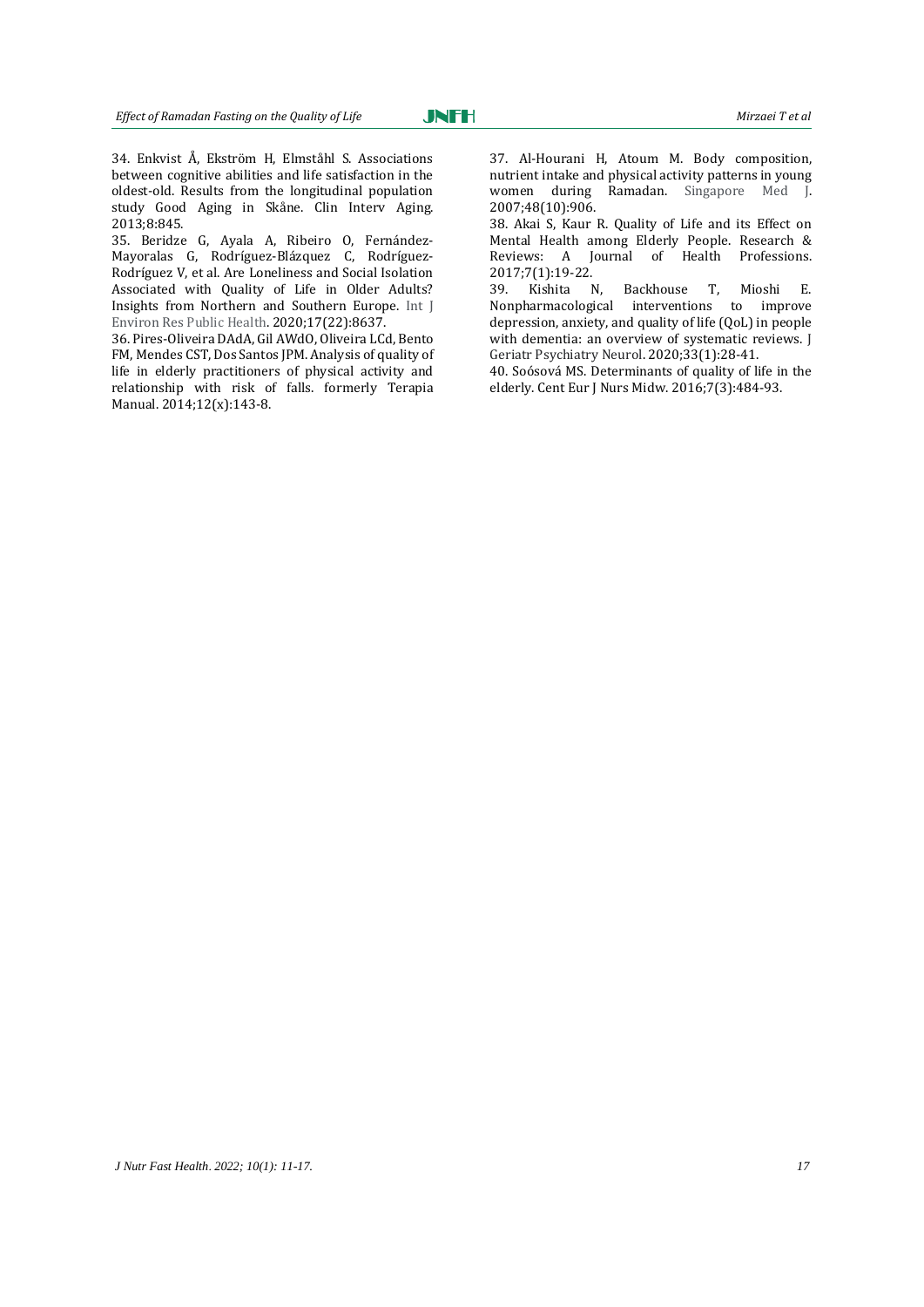34. Enkvist Å, Ekström H, Elmståhl S. Associations between cognitive abilities and life satisfaction in the oldest-old. Results from the longitudinal population study Good Aging in Skåne. Clin Interv Aging. 2013;8:845.

35. Beridze G, Ayala A, Ribeiro O, Fernández-Mayoralas G, Rodríguez-Blázquez C, Rodríguez-Rodríguez V, et al. Are Loneliness and Social Isolation Associated with Quality of Life in Older Adults? Insights from Northern and Southern Europe. Int J Environ Res Public Health. 2020;17(22):8637.

36. Pires-Oliveira DAdA, Gil AWdO, Oliveira LCd, Bento FM, Mendes CST, Dos Santos JPM. Analysis of quality of life in elderly practitioners of physical activity and relationship with risk of falls. formerly Terapia Manual. 2014;12(x):143-8.

37. Al-Hourani H, Atoum M. Body composition, nutrient intake and physical activity patterns in young women during Ramadan. Singapore Med J. 2007;48(10):906.

38. Akai S, Kaur R. Quality of Life and its Effect on Mental Health among Elderly People. Research & Reviews: A Journal of Health Professions. 2017;7(1):19-22.

39. Kishita N, Backhouse T, Mioshi E. Nonpharmacological interventions to improve depression, anxiety, and quality of life (QoL) in people with dementia: an overview of systematic reviews. J Geriatr Psychiatry Neurol. 2020;33(1):28-41.

40. Soósová MS. Determinants of quality of life in the elderly. Cent Eur J Nurs Midw. 2016;7(3):484-93.